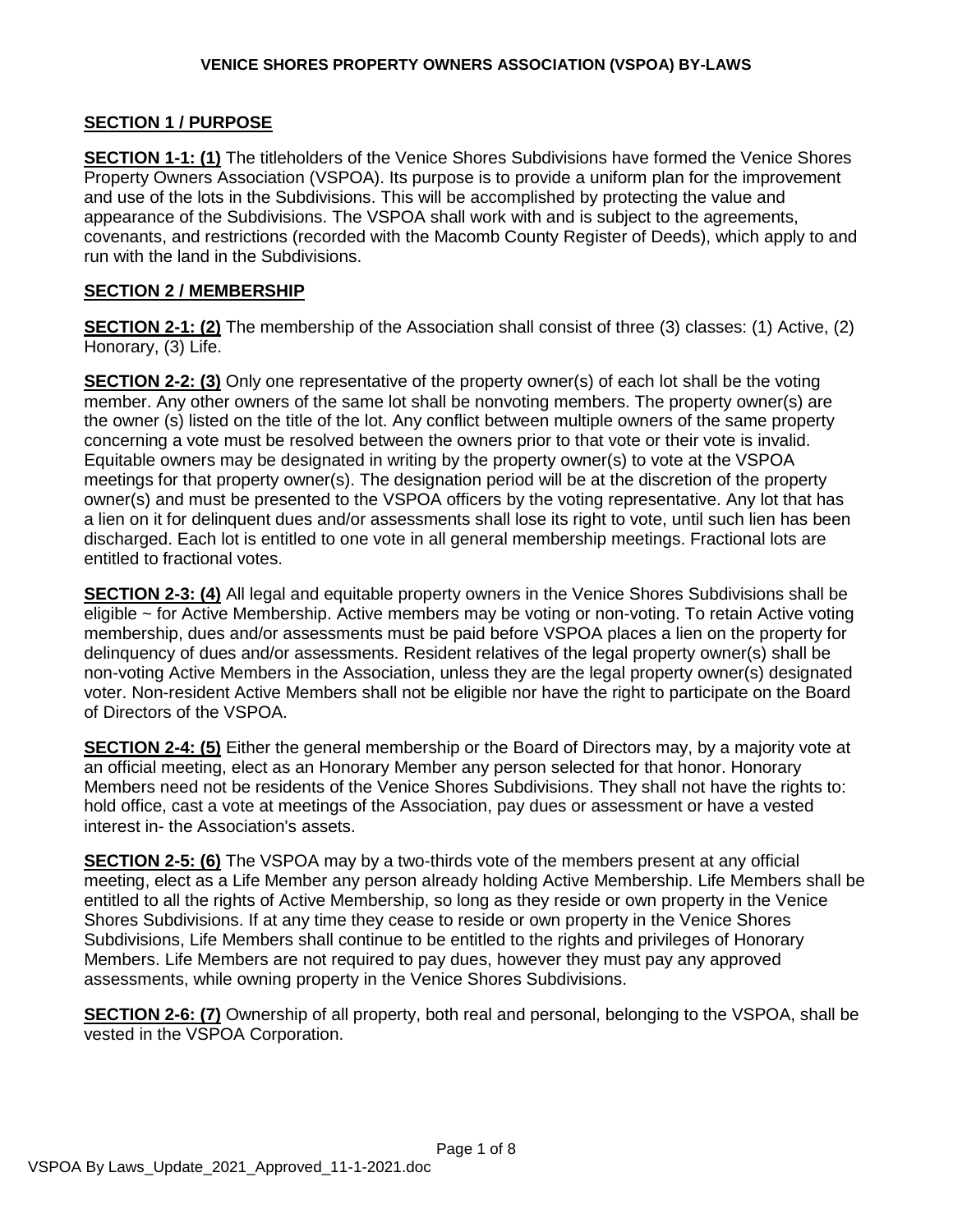**VENICE SHORES PROPERTY OWNERS ASSOCIATION (VSPOA) BY-LAWS**

## SECTION 1 / PURPOSE

**SECTION 1-1: (1)** The titleholders of the Venice Shores Subdivisions have formed the Venice Shores Property Owners Association (VSPOA). Its purpose is to provide a uniform plan for the improvement and use of the lots in the Subdivisions. This will be accomplished by protecting the value and appearance of the Subdivisions. The VSPOA shall work with and is subject to the agreements, covenants, and restrictions (recorded with the Macomb County Register of Deeds), which apply to and run with the land in the Subdivisions.

## SECTION 2 / MEMBERSHIP

**SECTION 2-1: (2)** The membership of the Association shall consist of three (3) classes: (1) Active, (2) Honorary, (3) Life.

**SECTION 2-2: (3)** Only one representative of the property owner(s) of each lot shall be the voting member. Any other owners of the same lot shall be nonvoting members. The property owner(s) are the owner (s) listed on the title of the lot. Any conflict between multiple owners of the same property concerning a vote must be resolved between the owners prior to that vote or their vote is invalid. Equitable owners may be designated in writing by the property owner(s) to vote at the VSPOA meetings for that property owner(s). The designation period will be at the discretion of the property owner(s) and must be presented to the VSPOA officers by the voting representative. Any lot that has a lien on it for delinquent dues and/or assessments shall lose its right to vote, until such lien has been discharged. Each lot is entitled to one vote in all general membership meetings. Fractional lots are entitled to fractional votes.

**SECTION 2-3: (4)** All legal and equitable property owners in the Venice Shores Subdivisions shall be eligible ~ for Active Membership. Active members may be voting or non-voting. To retain Active voting membership, dues and/or assessments must be paid before VSPOA places a lien on the property for delinquency of dues and/or assessments. Resident relatives of the legal property owner(s) shall be non-voting Active Members in the Association, unless they are the legal property owner(s) designated voter. Non-resident Active Members shall not be eligible nor have the right to participate on the Board of Directors of the VSPOA.

**SECTION 2-4: (5)** Either the general membership or the Board of Directors may, by a majority vote at an official meeting, elect as an Honorary Member any person selected for that honor. Honorary Members need not be residents of the Venice Shores Subdivisions. They shall not have the rights to: hold office, cast a vote at meetings of the Association, pay dues or assessment or have a vested interest in- the Association's assets.

**SECTION 2-5: (6)** The VSPOA may by a two-thirds vote of the members present at any official meeting, elect as a Life Member any person already holding Active Membership. Life Members shall be entitled to all the rights of Active Membership, so long as they reside or own property in the Venice Shores Subdivisions. If at any time they cease to reside or own property in the Venice Shores Subdivisions, Life Members shall continue to be entitled to the rights and privileges of Honorary Members. Life Members are not required to pay dues, however they must pay any approved assessments, while owning property in the Venice Shores Subdivisions.

**SECTION 2-6: (7)** Ownership of all property, both real and personal, belonging to the VSPOA, shall be vested in the VSPOA Corporation.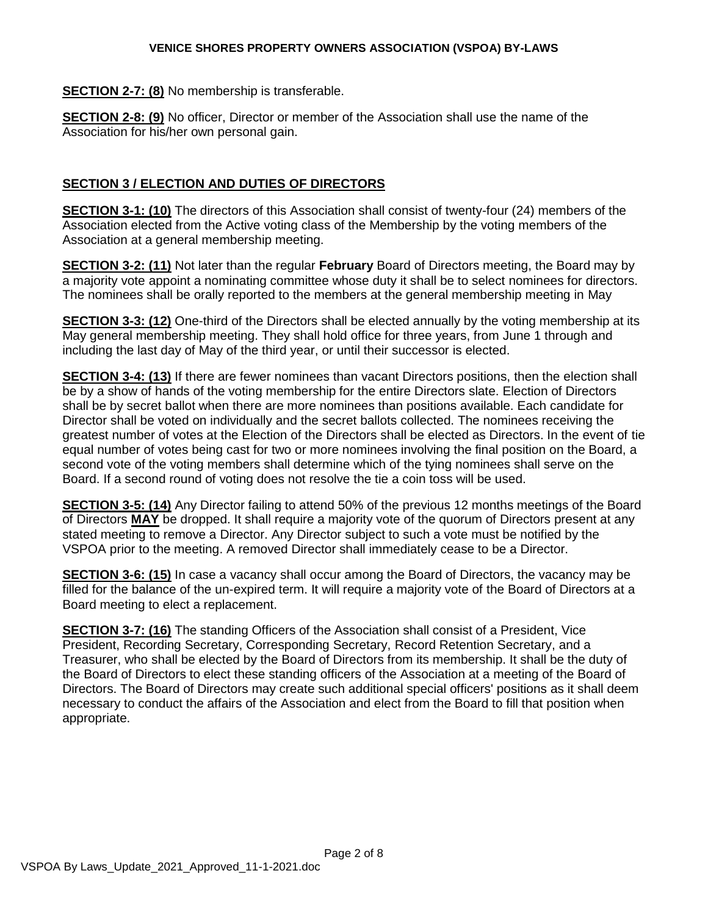**SECTION 2-7: (8)** No membership is transferable.

**SECTION 2-8: (9)** No officer, Director or member of the Association shall use the name of the Association for his/her own personal gain.

## SECTION 3 / ELECTION AND DUTIES OF DIRECTORS

**SECTION 3-1: (10)** The directors of this Association shall consist of twenty-four (24) members of the Association elected from the Active voting class of the Membership by the voting members of the Association at a general membership meeting.

**SECTION 3-2: (11)** Not later than the regular **February** Board of Directors meeting, the Board may by a majority vote appoint a nominating committee whose duty it shall be to select nominees for directors. The nominees shall be orally reported to the members at the general membership meeting in May

**SECTION 3-3: (12)** One-third of the Directors shall be elected annually by the voting membership at its May general membership meeting. They shall hold office for three years, from June 1 through and including the last day of May of the third year, or until their successor is elected.

**SECTION 3-4: (13)** If there are fewer nominees than vacant Directors positions, then the election shall be by a show of hands of the voting membership for the entire Directors slate. Election of Directors shall be by secret ballot when there are more nominees than positions available. Each candidate for Director shall be voted on individually and the secret ballots collected. The nominees receiving the greatest number of votes at the Election of the Directors shall be elected as Directors. In the event of tie equal number of votes being cast for two or more nominees involving the final position on the Board, a second vote of the voting members shall determine which of the tying nominees shall serve on the Board. If a second round of voting does not resolve the tie a coin toss will be used.

**SECTION 3-5: (14)** Any Director failing to attend 50% of the previous 12 months meetings of the Board of Directors **MAY** be dropped. It shall require a majority vote of the quorum of Directors present at any stated meeting to remove a Director. Any Director subject to such a vote must be notified by the VSPOA prior to the meeting. A removed Director shall immediately cease to be a Director.

**SECTION 3-6: (15)** In case a vacancy shall occur among the Board of Directors, the vacancy may be filled for the balance of the un-expired term. It will require a majority vote of the Board of Directors at a Board meeting to elect a replacement.

**SECTION 3-7: (16)** The standing Officers of the Association shall consist of a President, Vice President, Recording Secretary, Corresponding Secretary, Record Retention Secretary, and a Treasurer, who shall be elected by the Board of Directors from its membership. It shall be the duty of the Board of Directors to elect these standing officers of the Association at a meeting of the Board of Directors. The Board of Directors may create such additional special officers' positions as it shall deem necessary to conduct the affairs of the Association and elect from the Board to fill that position when appropriate.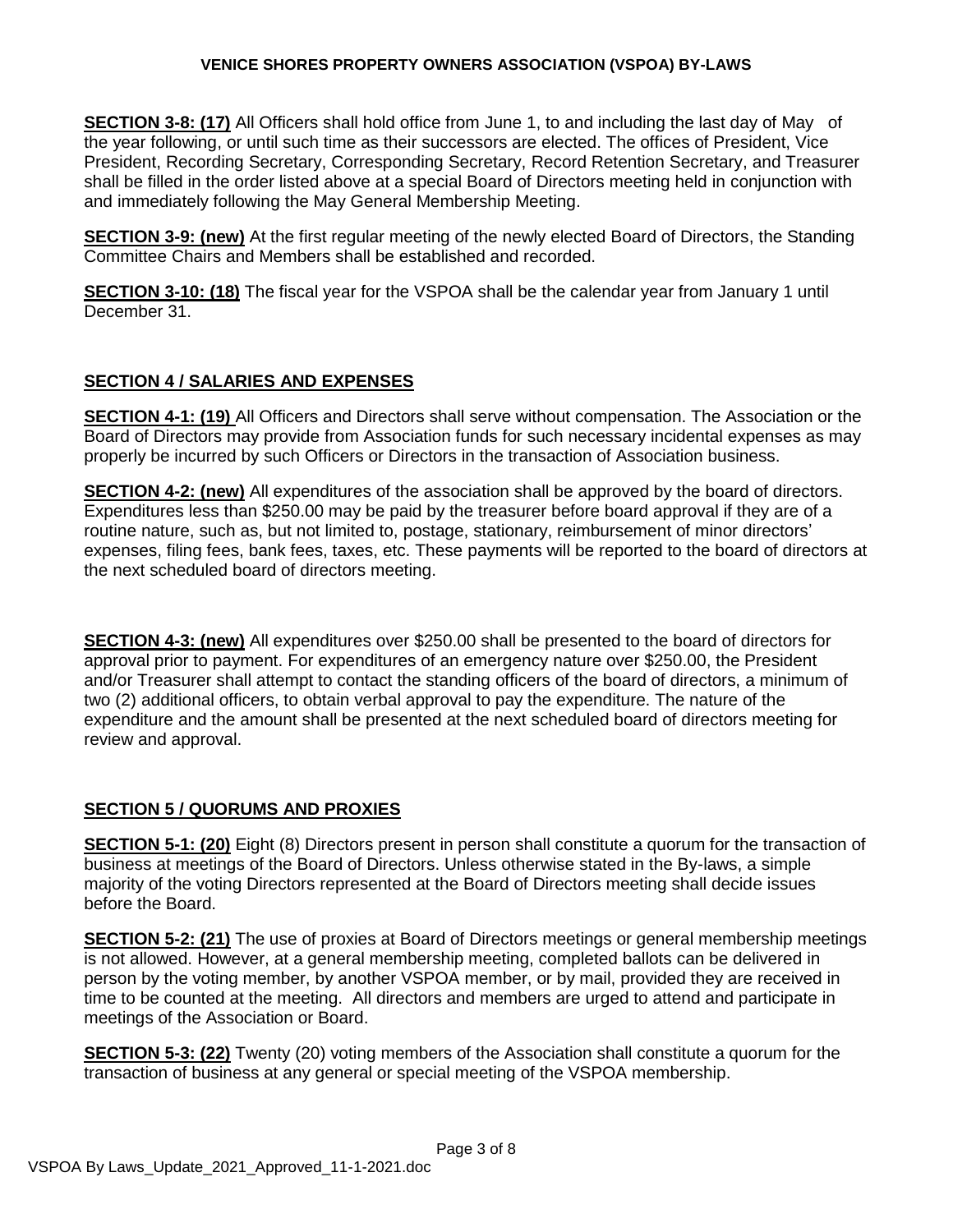**SECTION 3-8: (17)** All Officers shall hold office from June 1, to and including the last day of May of the year following, or until such time as their successors are elected. The offices of President, Vice President, Recording Secretary, Corresponding Secretary, Record Retention Secretary, and Treasurer shall be filled in the order listed above at a special Board of Directors meeting held in conjunction with and immediately following the May General Membership Meeting.

**SECTION 3-9: (new)** At the first regular meeting of the newly elected Board of Directors, the Standing Committee Chairs and Members shall be established and recorded.

**SECTION 3-10: (18)** The fiscal year for the VSPOA shall be the calendar year from January 1 until December 31.

## SECTION 4 / SALARIES AND EXPENSES

**SECTION 4-1: (19)** All Officers and Directors shall serve without compensation. The Association or the Board of Directors may provide from Association funds for such necessary incidental expenses as may properly be incurred by such Officers or Directors in the transaction of Association business.

**SECTION 4-2: (new)** All expenditures of the association shall be approved by the board of directors. Expenditures less than $250.00 may be paid by the treasurer before board approval if they are of a routine nature, such as, but not limited to, postage, stationary, reimbursement of minor directors' expenses, filing fees, bank fees, taxes, etc. These payments will be reported to the board of directors at the next scheduled board of directors meeting.

**SECTION 4-3: (new)** All expenditures over $250.00 shall be presented to the board of directors for approval prior to payment. For expenditures of an emergency nature over $250.00, the President and/or Treasurer shall attempt to contact the standing officers of the board of directors, a minimum of two (2) additional officers, to obtain verbal approval to pay the expenditure. The nature of the expenditure and the amount shall be presented at the next scheduled board of directors meeting for review and approval.

## SECTION 5 / QUORUMS AND PROXIES

**SECTION 5-1: (20)** Eight (8) Directors present in person shall constitute a quorum for the transaction of business at meetings of the Board of Directors. Unless otherwise stated in the By-laws, a simple majority of the voting Directors represented at the Board of Directors meeting shall decide issues before the Board.

**SECTION 5-2: (21)** The use of proxies at Board of Directors meetings or general membership meetings is not allowed. However, at a general membership meeting, completed ballots can be delivered in person by the voting member, by another VSPOA member, or by mail, provided they are received in time to be counted at the meeting. All directors and members are urged to attend and participate in meetings of the Association or Board.

**SECTION 5-3: (22)** Twenty (20) voting members of the Association shall constitute a quorum for the transaction of business at any general or special meeting of the VSPOA membership.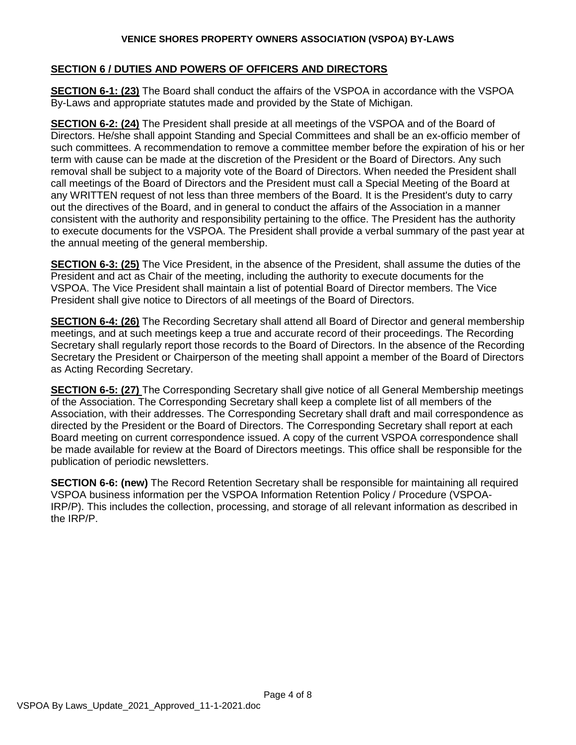## SECTION 6 / DUTIES AND POWERS OF OFFICERS AND DIRECTORS

**SECTION 6-1: (23)** The Board shall conduct the affairs of the VSPOA in accordance with the VSPOA By-Laws and appropriate statutes made and provided by the State of Michigan.

**SECTION 6-2: (24)** The President shall preside at all meetings of the VSPOA and of the Board of Directors. He/she shall appoint Standing and Special Committees and shall be an ex-officio member of such committees. A recommendation to remove a committee member before the expiration of his or her term with cause can be made at the discretion of the President or the Board of Directors. Any such removal shall be subject to a majority vote of the Board of Directors. When needed the President shall call meetings of the Board of Directors and the President must call a Special Meeting of the Board at any WRITTEN request of not less than three members of the Board. It is the President's duty to carry out the directives of the Board, and in general to conduct the affairs of the Association in a manner consistent with the authority and responsibility pertaining to the office. The President has the authority to execute documents for the VSPOA. The President shall provide a verbal summary of the past year at the annual meeting of the general membership.

**SECTION 6-3: (25)** The Vice President, in the absence of the President, shall assume the duties of the President and act as Chair of the meeting, including the authority to execute documents for the VSPOA. The Vice President shall maintain a list of potential Board of Director members. The Vice President shall give notice to Directors of all meetings of the Board of Directors.

**SECTION 6-4: (26)** The Recording Secretary shall attend all Board of Director and general membership meetings, and at such meetings keep a true and accurate record of their proceedings. The Recording Secretary shall regularly report those records to the Board of Directors. In the absence of the Recording Secretary the President or Chairperson of the meeting shall appoint a member of the Board of Directors as Acting Recording Secretary.

**SECTION 6-5: (27)** The Corresponding Secretary shall give notice of all General Membership meetings of the Association. The Corresponding Secretary shall keep a complete list of all members of the Association, with their addresses. The Corresponding Secretary shall draft and mail correspondence as directed by the President or the Board of Directors. The Corresponding Secretary shall report at each Board meeting on current correspondence issued. A copy of the current VSPOA correspondence shall be made available for review at the Board of Directors meetings. This office shall be responsible for the publication of periodic newsletters.

**SECTION 6-6: (new)** The Record Retention Secretary shall be responsible for maintaining all required VSPOA business information per the VSPOA Information Retention Policy / Procedure (VSPOA-IRP/P). This includes the collection, processing, and storage of all relevant information as described in the IRP/P.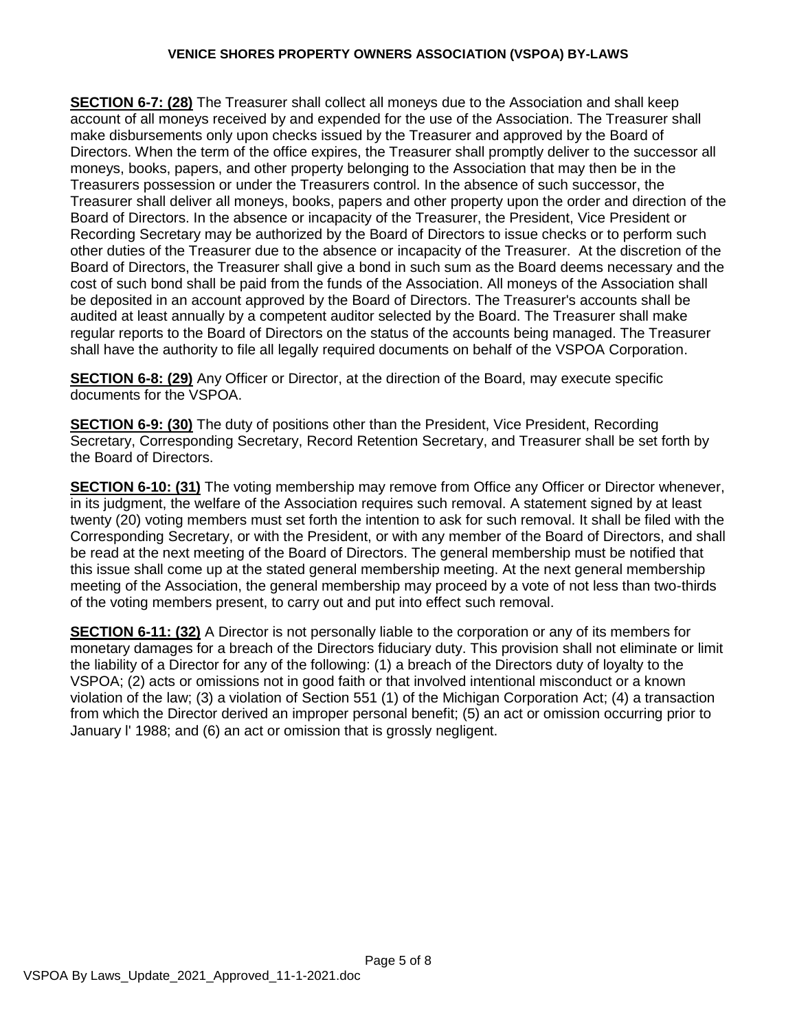**SECTION 6-7: (28)** The Treasurer shall collect all moneys due to the Association and shall keep account of all moneys received by and expended for the use of the Association. The Treasurer shall make disbursements only upon checks issued by the Treasurer and approved by the Board of Directors. When the term of the office expires, the Treasurer shall promptly deliver to the successor all moneys, books, papers, and other property belonging to the Association that may then be in the Treasurers possession or under the Treasurers control. In the absence of such successor, the Treasurer shall deliver all moneys, books, papers and other property upon the order and direction of the Board of Directors. In the absence or incapacity of the Treasurer, the President, Vice President or Recording Secretary may be authorized by the Board of Directors to issue checks or to perform such other duties of the Treasurer due to the absence or incapacity of the Treasurer. At the discretion of the Board of Directors, the Treasurer shall give a bond in such sum as the Board deems necessary and the cost of such bond shall be paid from the funds of the Association. All moneys of the Association shall be deposited in an account approved by the Board of Directors. The Treasurer's accounts shall be audited at least annually by a competent auditor selected by the Board. The Treasurer shall make regular reports to the Board of Directors on the status of the accounts being managed. The Treasurer shall have the authority to file all legally required documents on behalf of the VSPOA Corporation.

**SECTION 6-8: (29)** Any Officer or Director, at the direction of the Board, may execute specific documents for the VSPOA.

**SECTION 6-9: (30)** The duty of positions other than the President, Vice President, Recording Secretary, Corresponding Secretary, Record Retention Secretary, and Treasurer shall be set forth by the Board of Directors.

**SECTION 6-10: (31)** The voting membership may remove from Office any Officer or Director whenever, in its judgment, the welfare of the Association requires such removal. A statement signed by at least twenty (20) voting members must set forth the intention to ask for such removal. It shall be filed with the Corresponding Secretary, or with the President, or with any member of the Board of Directors, and shall be read at the next meeting of the Board of Directors. The general membership must be notified that this issue shall come up at the stated general membership meeting. At the next general membership meeting of the Association, the general membership may proceed by a vote of not less than two-thirds of the voting members present, to carry out and put into effect such removal.

**SECTION 6-11: (32)** A Director is not personally liable to the corporation or any of its members for monetary damages for a breach of the Directors fiduciary duty. This provision shall not eliminate or limit the liability of a Director for any of the following: (1) a breach of the Directors duty of loyalty to the VSPOA; (2) acts or omissions not in good faith or that involved intentional misconduct or a known violation of the law; (3) a violation of Section 551 (1) of the Michigan Corporation Act; (4) a transaction from which the Director derived an improper personal benefit; (5) an act or omission occurring prior to January l' 1988; and (6) an act or omission that is grossly negligent.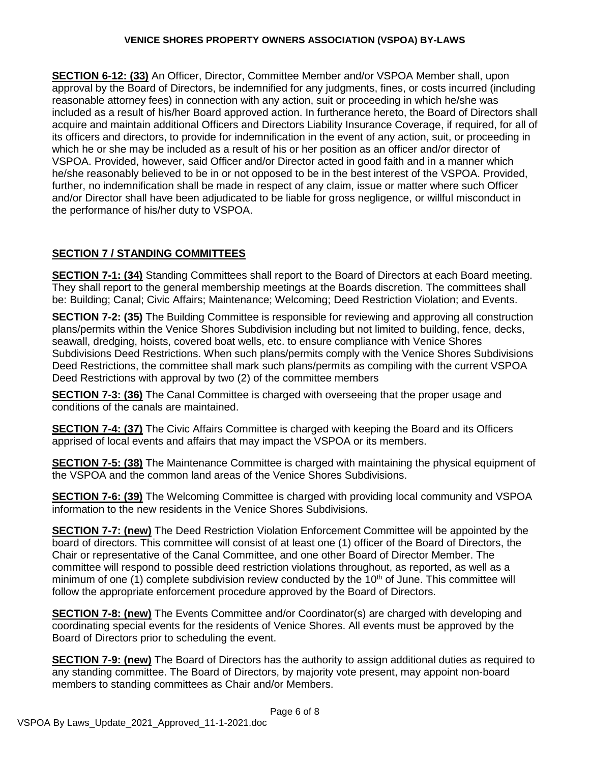**SECTION 6-12: (33)** An Officer, Director, Committee Member and/or VSPOA Member shall, upon approval by the Board of Directors, be indemnified for any judgments, fines, or costs incurred (including reasonable attorney fees) in connection with any action, suit or proceeding in which he/she was included as a result of his/her Board approved action. In furtherance hereto, the Board of Directors shall acquire and maintain additional Officers and Directors Liability Insurance Coverage, if required, for all of its officers and directors, to provide for indemnification in the event of any action, suit, or proceeding in which he or she may be included as a result of his or her position as an officer and/or director of VSPOA. Provided, however, said Officer and/or Director acted in good faith and in a manner which he/she reasonably believed to be in or not opposed to be in the best interest of the VSPOA. Provided, further, no indemnification shall be made in respect of any claim, issue or matter where such Officer and/or Director shall have been adjudicated to be liable for gross negligence, or willful misconduct in the performance of his/her duty to VSPOA.

## SECTION 7 / STANDING COMMITTEES

**SECTION 7-1: (34)** Standing Committees shall report to the Board of Directors at each Board meeting. They shall report to the general membership meetings at the Boards discretion. The committees shall be: Building; Canal; Civic Affairs; Maintenance; Welcoming; Deed Restriction Violation; and Events.

**SECTION 7-2: (35)** The Building Committee is responsible for reviewing and approving all construction plans/permits within the Venice Shores Subdivision including but not limited to building, fence, decks, seawall, dredging, hoists, covered boat wells, etc. to ensure compliance with Venice Shores Subdivisions Deed Restrictions. When such plans/permits comply with the Venice Shores Subdivisions Deed Restrictions, the committee shall mark such plans/permits as compiling with the current VSPOA Deed Restrictions with approval by two (2) of the committee members

**SECTION 7-3: (36)** The Canal Committee is charged with overseeing that the proper usage and conditions of the canals are maintained.

**SECTION 7-4: (37)** The Civic Affairs Committee is charged with keeping the Board and its Officers apprised of local events and affairs that may impact the VSPOA or its members.

**SECTION 7-5: (38)** The Maintenance Committee is charged with maintaining the physical equipment of the VSPOA and the common land areas of the Venice Shores Subdivisions.

**SECTION 7-6: (39)** The Welcoming Committee is charged with providing local community and VSPOA information to the new residents in the Venice Shores Subdivisions.

**SECTION 7-7: (new)** The Deed Restriction Violation Enforcement Committee will be appointed by the board of directors. This committee will consist of at least one (1) officer of the Board of Directors, the Chair or representative of the Canal Committee, and one other Board of Director Member. The committee will respond to possible deed restriction violations throughout, as reported, as well as a minimum of one (1) complete subdivision review conducted by the 10th of June. This committee will follow the appropriate enforcement procedure approved by the Board of Directors.

**SECTION 7-8: (new)** The Events Committee and/or Coordinator(s) are charged with developing and coordinating special events for the residents of Venice Shores. All events must be approved by the Board of Directors prior to scheduling the event.

**SECTION 7-9: (new)** The Board of Directors has the authority to assign additional duties as required to any standing committee. The Board of Directors, by majority vote present, may appoint non-board members to standing committees as Chair and/or Members.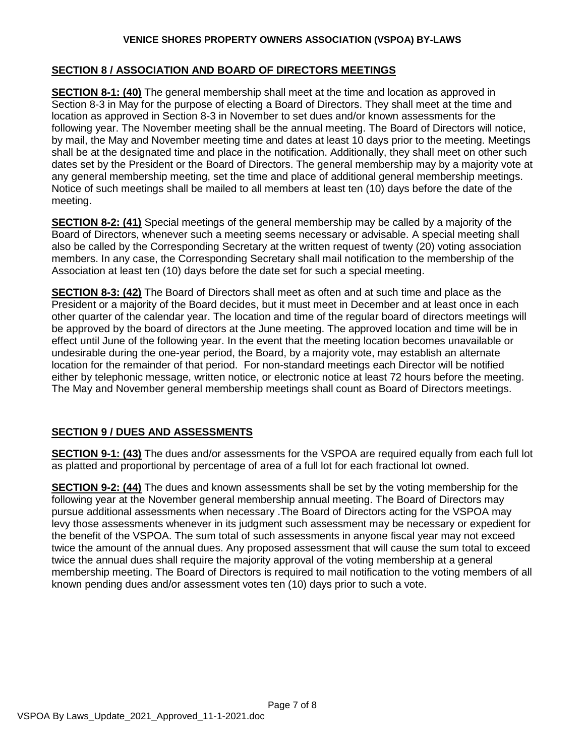## SECTION 8 / ASSOCIATION AND BOARD OF DIRECTORS MEETINGS

**SECTION 8-1: (40)** The general membership shall meet at the time and location as approved in Section 8-3 in May for the purpose of electing a Board of Directors. They shall meet at the time and location as approved in Section 8-3 in November to set dues and/or known assessments for the following year. The November meeting shall be the annual meeting. The Board of Directors will notice, by mail, the May and November meeting time and dates at least 10 days prior to the meeting. Meetings shall be at the designated time and place in the notification. Additionally, they shall meet on other such dates set by the President or the Board of Directors. The general membership may by a majority vote at any general membership meeting, set the time and place of additional general membership meetings. Notice of such meetings shall be mailed to all members at least ten (10) days before the date of the meeting.

**SECTION 8-2: (41)** Special meetings of the general membership may be called by a majority of the Board of Directors, whenever such a meeting seems necessary or advisable. A special meeting shall also be called by the Corresponding Secretary at the written request of twenty (20) voting association members. In any case, the Corresponding Secretary shall mail notification to the membership of the Association at least ten (10) days before the date set for such a special meeting.

**SECTION 8-3: (42)** The Board of Directors shall meet as often and at such time and place as the President or a majority of the Board decides, but it must meet in December and at least once in each other quarter of the calendar year. The location and time of the regular board of directors meetings will be approved by the board of directors at the June meeting. The approved location and time will be in effect until June of the following year. In the event that the meeting location becomes unavailable or undesirable during the one-year period, the Board, by a majority vote, may establish an alternate location for the remainder of that period. For non-standard meetings each Director will be notified either by telephonic message, written notice, or electronic notice at least 72 hours before the meeting. The May and November general membership meetings shall count as Board of Directors meetings.

## SECTION 9 / DUES AND ASSESSMENTS

**SECTION 9-1: (43)** The dues and/or assessments for the VSPOA are required equally from each full lot as platted and proportional by percentage of area of a full lot for each fractional lot owned.

**SECTION 9-2: (44)** The dues and known assessments shall be set by the voting membership for the following year at the November general membership annual meeting. The Board of Directors may pursue additional assessments when necessary .The Board of Directors acting for the VSPOA may levy those assessments whenever in its judgment such assessment may be necessary or expedient for the benefit of the VSPOA. The sum total of such assessments in anyone fiscal year may not exceed twice the amount of the annual dues. Any proposed assessment that will cause the sum total to exceed twice the annual dues shall require the majority approval of the voting membership at a general membership meeting. The Board of Directors is required to mail notification to the voting members of all known pending dues and/or assessment votes ten (10) days prior to such a vote.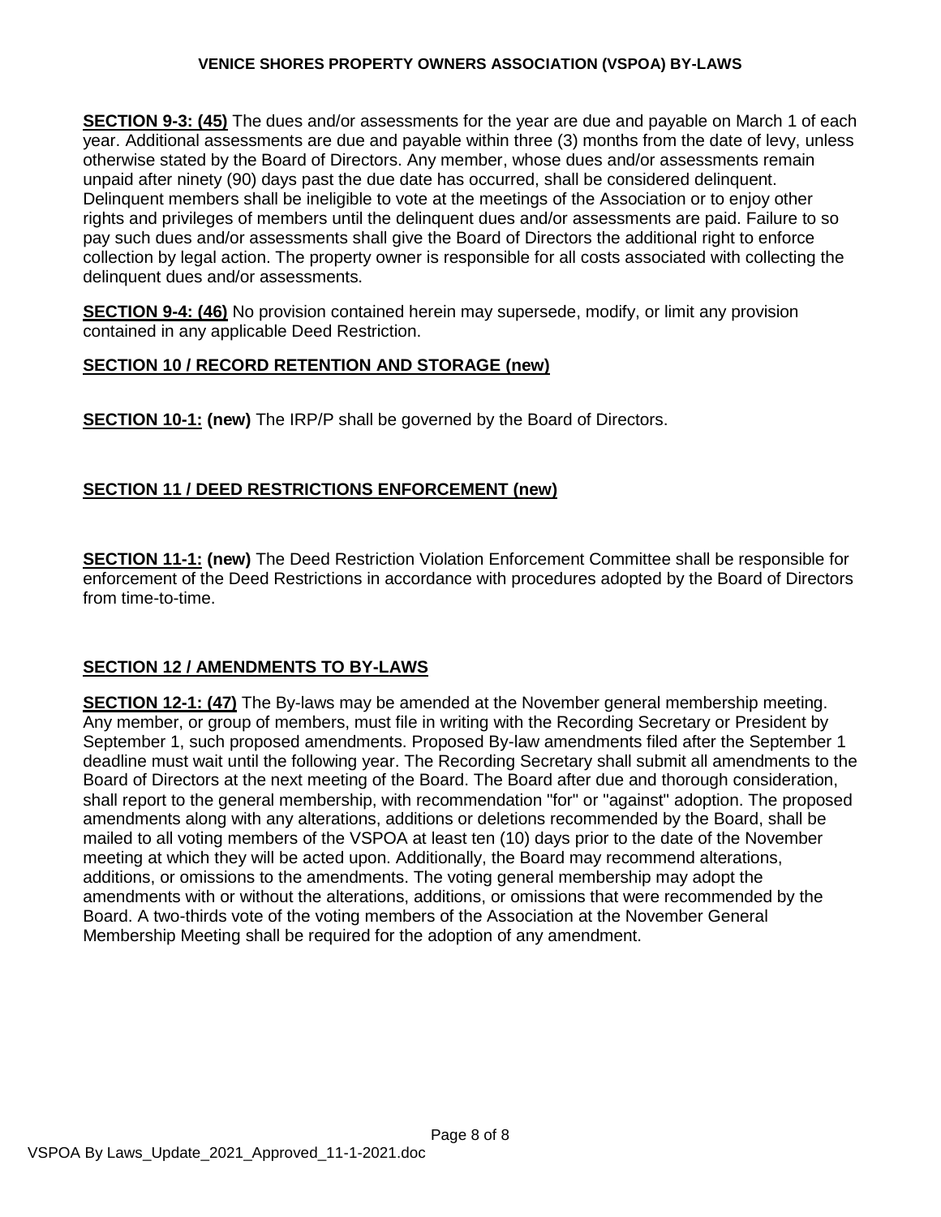**SECTION 9-3: (45)** The dues and/or assessments for the year are due and payable on March 1 of each year. Additional assessments are due and payable within three (3) months from the date of levy, unless otherwise stated by the Board of Directors. Any member, whose dues and/or assessments remain unpaid after ninety (90) days past the due date has occurred, shall be considered delinquent. Delinquent members shall be ineligible to vote at the meetings of the Association or to enjoy other rights and privileges of members until the delinquent dues and/or assessments are paid. Failure to so pay such dues and/or assessments shall give the Board of Directors the additional right to enforce collection by legal action. The property owner is responsible for all costs associated with collecting the delinquent dues and/or assessments.

**SECTION 9-4: (46)** No provision contained herein may supersede, modify, or limit any provision contained in any applicable Deed Restriction.

## SECTION 10 / RECORD RETENTION AND STORAGE (new)

**SECTION 10-1: (new)** The IRP/P shall be governed by the Board of Directors.

## SECTION 11 / DEED RESTRICTIONS ENFORCEMENT (new)

**SECTION 11-1: (new)** The Deed Restriction Violation Enforcement Committee shall be responsible for enforcement of the Deed Restrictions in accordance with procedures adopted by the Board of Directors from time-to-time.

## SECTION 12 / AMENDMENTS TO BY-LAWS

**SECTION 12-1: (47)** The By-laws may be amended at the November general membership meeting. Any member, or group of members, must file in writing with the Recording Secretary or President by September 1, such proposed amendments. Proposed By-law amendments filed after the September 1 deadline must wait until the following year. The Recording Secretary shall submit all amendments to the Board of Directors at the next meeting of the Board. The Board after due and thorough consideration, shall report to the general membership, with recommendation "for" or "against" adoption. The proposed amendments along with any alterations, additions or deletions recommended by the Board, shall be mailed to all voting members of the VSPOA at least ten (10) days prior to the date of the November meeting at which they will be acted upon. Additionally, the Board may recommend alterations, additions, or omissions to the amendments. The voting general membership may adopt the amendments with or without the alterations, additions, or omissions that were recommended by the Board. A two-thirds vote of the voting members of the Association at the November General Membership Meeting shall be required for the adoption of any amendment.